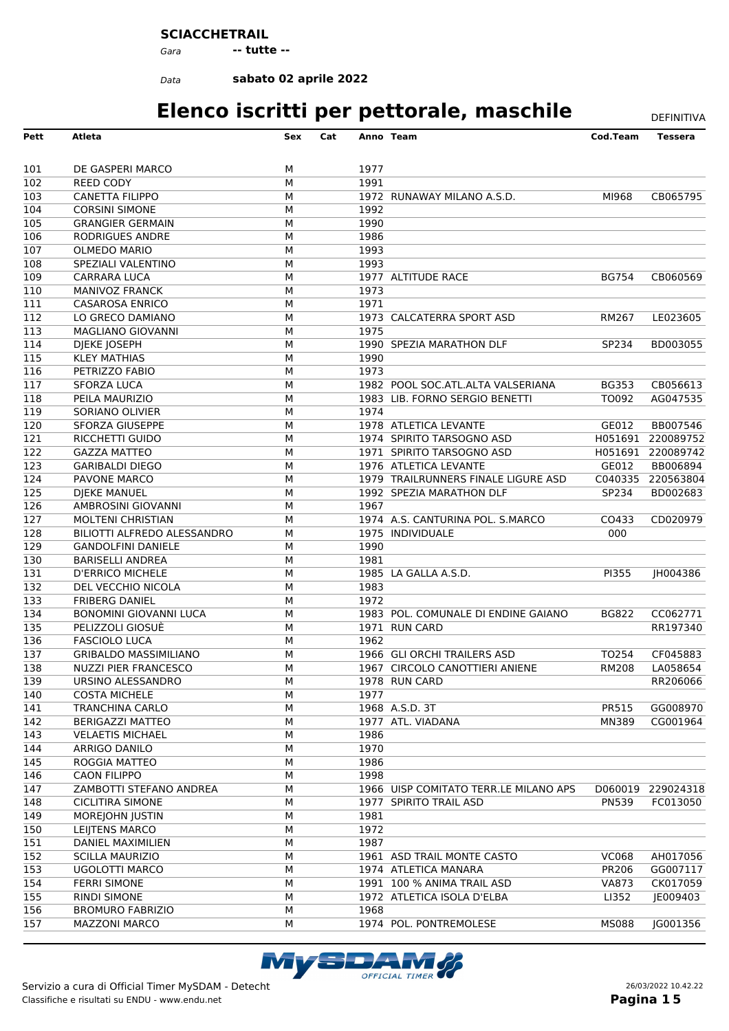**SCIACCHETRAIL**

*Gara* **-- tutte --**

*Data* **sabato 02 aprile 2022**

# Elenco iscritti per pettorale, maschile

DEFINITIVA

| Pett | Atleta | Sex | Cat | Anno | Team | Cod.Team | Tessera |
|---|---|---|---|---|---|---|---|
| 101 | DE GASPERI MARCO | M | | 1977 | | | |
| 102 | REED CODY | M | | 1991 | | | |
| 103 | CANETTA FILIPPO | M | | 1972 | RUNAWAY MILANO A.S.D. | MI968 | CB065795 |
| 104 | CORSINI SIMONE | M | | 1992 | | | |
| 105 | GRANGIER GERMAIN | M | | 1990 | | | |
| 106 | RODRIGUES ANDRE | M | | 1986 | | | |
| 107 | OLMEDO MARIO | M | | 1993 | | | |
| 108 | SPEZIALI VALENTINO | M | | 1993 | | | |
| 109 | CARRARA LUCA | M | | 1977 | ALTITUDE RACE | BG754 | CB060569 |
| 110 | MANIVOZ FRANCK | M | | 1973 | | | |
| 111 | CASAROSA ENRICO | M | | 1971 | | | |
| 112 | LO GRECO DAMIANO | M | | 1973 | CALCATERRA SPORT ASD | RM267 | LE023605 |
| 113 | MAGLIANO GIOVANNI | M | | 1975 | | | |
| 114 | DJEKE JOSEPH | M | | 1990 | SPEZIA MARATHON DLF | SP234 | BD003055 |
| 115 | KLEY MATHIAS | M | | 1990 | | | |
| 116 | PETRIZZO FABIO | M | | 1973 | | | |
| 117 | SFORZA LUCA | M | | 1982 | POOL SOC.ATL.ALTA VALSERIANA | BG353 | CB056613 |
| 118 | PEILA MAURIZIO | M | | 1983 | LIB. FORNO SERGIO BENETTI | TO092 | AG047535 |
| 119 | SORIANO OLIVIER | M | | 1974 | | | |
| 120 | SFORZA GIUSEPPE | M | | 1978 | ATLETICA LEVANTE | GE012 | BB007546 |
| 121 | RICCHETTI GUIDO | M | | 1974 | SPIRITO TARSOGNO ASD | H051691 | 220089752 |
| 122 | GAZZA MATTEO | M | | 1971 | SPIRITO TARSOGNO ASD | H051691 | 220089742 |
| 123 | GARIBALDI DIEGO | M | | 1976 | ATLETICA LEVANTE | GE012 | BB006894 |
| 124 | PAVONE MARCO | M | | 1979 | TRAILRUNNERS FINALE LIGURE ASD | C040335 | 220563804 |
| 125 | DJEKE MANUEL | M | | 1992 | SPEZIA MARATHON DLF | SP234 | BD002683 |
| 126 | AMBROSINI GIOVANNI | M | | 1967 | | | |
| 127 | MOLTENI CHRISTIAN | M | | 1974 | A.S. CANTURINA POL. S.MARCO | CO433 | CD020979 |
| 128 | BILIOTTI ALFREDO ALESSANDRO | M | | 1975 | INDIVIDUALE | 000 | |
| 129 | GANDOLFINI DANIELE | M | | 1990 | | | |
| 130 | BARISELLI ANDREA | M | | 1981 | | | |
| 131 | D'ERRICO MICHELE | M | | 1985 | LA GALLA A.S.D. | PI355 | JH004386 |
| 132 | DEL VECCHIO NICOLA | M | | 1983 | | | |
| 133 | FRIBERG DANIEL | M | | 1972 | | | |
| 134 | BONOMINI GIOVANNI LUCA | M | | 1983 | POL. COMUNALE DI ENDINE GAIANO | BG822 | CC062771 |
| 135 | PELIZZOLI GIOSUÈ | M | | 1971 | RUN CARD | | RR197340 |
| 136 | FASCIOLO LUCA | M | | 1962 | | | |
| 137 | GRIBALDO MASSIMILIANO | M | | 1966 | GLI ORCHI TRAILERS ASD | TO254 | CF045883 |
| 138 | NUZZI PIER FRANCESCO | M | | 1967 | CIRCOLO CANOTTIERI ANIENE | RM208 | LA058654 |
| 139 | URSINO ALESSANDRO | M | | 1978 | RUN CARD | | RR206066 |
| 140 | COSTA MICHELE | M | | 1977 | | | |
| 141 | TRANCHINA CARLO | M | | 1968 | A.S.D. 3T | PR515 | GG008970 |
| 142 | BERIGAZZI MATTEO | M | | 1977 | ATL. VIADANA | MN389 | CG001964 |
| 143 | VELAETIS MICHAEL | M | | 1986 | | | |
| 144 | ARRIGO DANILO | M | | 1970 | | | |
| 145 | ROGGIA MATTEO | M | | 1986 | | | |
| 146 | CAON FILIPPO | M | | 1998 | | | |
| 147 | ZAMBOTTI STEFANO ANDREA | M | | 1966 | UISP COMITATO TERR.LE MILANO APS | D060019 | 229024318 |
| 148 | CICLITIRA SIMONE | M | | 1977 | SPIRITO TRAIL ASD | PN539 | FC013050 |
| 149 | MOREJOHN JUSTIN | M | | 1981 | | | |
| 150 | LEIJTENS MARCO | M | | 1972 | | | |
| 151 | DANIEL MAXIMILIEN | M | | 1987 | | | |
| 152 | SCILLA MAURIZIO | M | | 1961 | ASD TRAIL MONTE CASTO | VC068 | AH017056 |
| 153 | UGOLOTTI MARCO | M | | 1974 | ATLETICA MANARA | PR206 | GG007117 |
| 154 | FERRI SIMONE | M | | 1991 | 100 % ANIMA TRAIL ASD | VA873 | CK017059 |
| 155 | RINDI SIMONE | M | | 1972 | ATLETICA ISOLA D'ELBA | LI352 | JE009403 |
| 156 | BROMURO FABRIZIO | M | | 1968 | | | |
| 157 | MAZZONI MARCO | M | | 1974 | POL. PONTREMOLESE | MS088 | JG001356 |

Servizio a cura di Official Timer MySDAM - Detecht
Classifiche e risultati su ENDU - www.endu.net

26/03/2022 10.42.22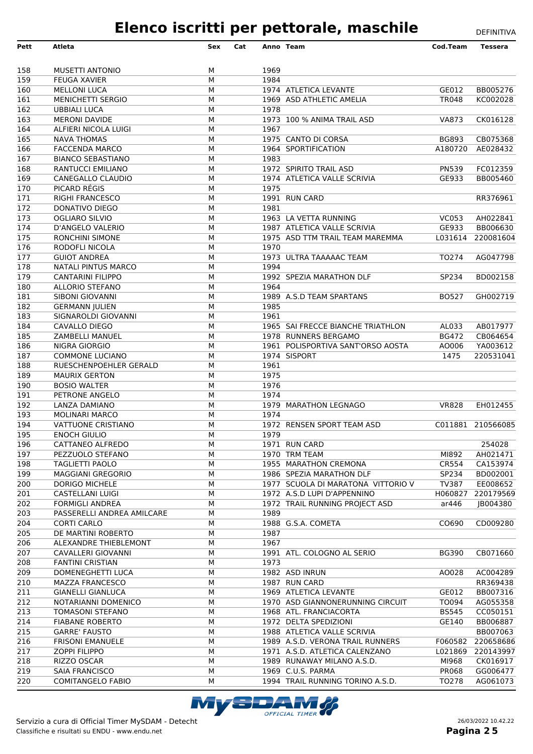# Elenco iscritti per pettorale, maschile

DEFINITIVA

| Pett | Atleta | Sex | Cat | Anno | Team | Cod.Team | Tessera |
|---|---|---|---|---|---|---|---|
| 158 | MUSETTI ANTONIO | M | | 1969 | | | |
| 159 | FEUGA XAVIER | M | | 1984 | | | |
| 160 | MELLONI LUCA | M | | 1974 | ATLETICA LEVANTE | GE012 | BB005276 |
| 161 | MENICHETTI SERGIO | M | | 1969 | ASD ATHLETIC AMELIA | TR048 | KC002028 |
| 162 | UBBIALI LUCA | M | | 1978 | | | |
| 163 | MERONI DAVIDE | M | | 1973 | 100 % ANIMA TRAIL ASD | VA873 | CK016128 |
| 164 | ALFIERI NICOLA LUIGI | M | | 1967 | | | |
| 165 | NAVA THOMAS | M | | 1975 | CANTO DI CORSA | BG893 | CB075368 |
| 166 | FACCENDA MARCO | M | | 1964 | SPORTIFICATION | A180720 | AE028432 |
| 167 | BIANCO SEBASTIANO | M | | 1983 | | | |
| 168 | RANTUCCI EMILIANO | M | | 1972 | SPIRITO TRAIL ASD | PN539 | FC012359 |
| 169 | CANEGALLO CLAUDIO | M | | 1974 | ATLETICA VALLE SCRIVIA | GE933 | BB005460 |
| 170 | PICARD RÉGIS | M | | 1975 | | | |
| 171 | RIGHI FRANCESCO | M | | 1991 | RUN CARD | | RR376961 |
| 172 | DONATIVO DIEGO | M | | 1981 | | | |
| 173 | OGLIARO SILVIO | M | | 1963 | LA VETTA RUNNING | VC053 | AH022841 |
| 174 | D'ANGELO VALERIO | M | | 1987 | ATLETICA VALLE SCRIVIA | GE933 | BB006630 |
| 175 | RONCHINI SIMONE | M | | 1975 | ASD TTM TRAIL TEAM MAREMMA | L031614 | 220081604 |
| 176 | RODOFLI NICOLA | M | | 1970 | | | |
| 177 | GUIOT ANDREA | M | | 1973 | ULTRA TAAAAAC TEAM | TO274 | AG047798 |
| 178 | NATALI PINTUS MARCO | M | | 1994 | | | |
| 179 | CANTARINI FILIPPO | M | | 1992 | SPEZIA MARATHON DLF | SP234 | BD002158 |
| 180 | ALLORIO STEFANO | M | | 1964 | | | |
| 181 | SIBONI GIOVANNI | M | | 1989 | A.S.D TEAM SPARTANS | BO527 | GH002719 |
| 182 | GERMANN JULIEN | M | | 1985 | | | |
| 183 | SIGNAROLDI GIOVANNI | M | | 1961 | | | |
| 184 | CAVALLO DIEGO | M | | 1965 | SAI FRECCE BIANCHE TRIATHLON | AL033 | AB017977 |
| 185 | ZAMBELLI MANUEL | M | | 1978 | RUNNERS BERGAMO | BG472 | CB064654 |
| 186 | NIGRA GIORGIO | M | | 1961 | POLISPORTIVA SANT'ORSO AOSTA | AO006 | YA003612 |
| 187 | COMMONE LUCIANO | M | | 1974 | SISPORT | 1475 | 220531041 |
| 188 | RUESCHENPOEHLER GERALD | M | | 1961 | | | |
| 189 | MAURIX GERTON | M | | 1975 | | | |
| 190 | BOSIO WALTER | M | | 1976 | | | |
| 191 | PETRONE ANGELO | M | | 1974 | | | |
| 192 | LANZA DAMIANO | M | | 1979 | MARATHON LEGNAGO | VR828 | EH012455 |
| 193 | MOLINARI MARCO | M | | 1974 | | | |
| 194 | VATTUONE CRISTIANO | M | | 1972 | RENSEN SPORT TEAM ASD | C011881 | 210566085 |
| 195 | ENOCH GIULIO | M | | 1979 | | | |
| 196 | CATTANEO ALFREDO | M | | 1971 | RUN CARD | | 254028 |
| 197 | PEZZUOLO STEFANO | M | | 1970 | TRM TEAM | MI892 | AH021471 |
| 198 | TAGLIETTI PAOLO | M | | 1955 | MARATHON CREMONA | CR554 | CA153974 |
| 199 | MAGGIANI GREGORIO | M | | 1986 | SPEZIA MARATHON DLF | SP234 | BD002001 |
| 200 | DORIGO MICHELE | M | | 1977 | SCUOLA DI MARATONA VITTORIO V | TV387 | EE008652 |
| 201 | CASTELLANI LUIGI | M | | 1972 | A.S.D LUPI D'APPENNINO | H060827 | 220179569 |
| 202 | FORMIGLI ANDREA | M | | 1972 | TRAIL RUNNING PROJECT ASD | ar446 | JB004380 |
| 203 | PASSERELLI ANDREA AMILCARE | M | | 1989 | | | |
| 204 | CORTI CARLO | M | | 1988 | G.S.A. COMETA | CO690 | CD009280 |
| 205 | DE MARTINI ROBERTO | M | | 1987 | | | |
| 206 | ALEXANDRE THIEBLEMONT | M | | 1967 | | | |
| 207 | CAVALLERI GIOVANNI | M | | 1991 | ATL. COLOGNO AL SERIO | BG390 | CB071660 |
| 208 | FANTINI CRISTIAN | M | | 1973 | | | |
| 209 | DOMENEGHETTI LUCA | M | | 1982 | ASD INRUN | AO028 | AC004289 |
| 210 | MAZZA FRANCESCO | M | | 1987 | RUN CARD | | RR369438 |
| 211 | GIANELLI GIANLUCA | M | | 1969 | ATLETICA LEVANTE | GE012 | BB007316 |
| 212 | NOTARIANNI DOMENICO | M | | 1970 | ASD GIANNONERUNNING CIRCUIT | TO094 | AG055358 |
| 213 | TOMASONI STEFANO | M | | 1968 | ATL. FRANCIACORTA | BS545 | CC050151 |
| 214 | FIABANE ROBERTO | M | | 1972 | DELTA SPEDIZIONI | GE140 | BB006887 |
| 215 | GARRE' FAUSTO | M | | 1988 | ATLETICA VALLE SCRIVIA | | BB007063 |
| 216 | FRISONI EMANUELE | M | | 1989 | A.S.D. VERONA TRAIL RUNNERS | F060582 | 220658686 |
| 217 | ZOPPI FILIPPO | M | | 1971 | A.S.D. ATLETICA CALENZANO | L021869 | 220143997 |
| 218 | RIZZO OSCAR | M | | 1989 | RUNAWAY MILANO A.S.D. | MI968 | CK016917 |
| 219 | SAIA FRANCISCO | M | | 1969 | C.U.S. PARMA | PR068 | GG006477 |
| 220 | COMITANGELO FABIO | M | | 1994 | TRAIL RUNNING TORINO A.S.D. | TO278 | AG061073 |

Servizio a cura di Official Timer MySDAM - Detecht
Classifiche e risultati su ENDU - www.endu.net

26/03/2022 10.42.22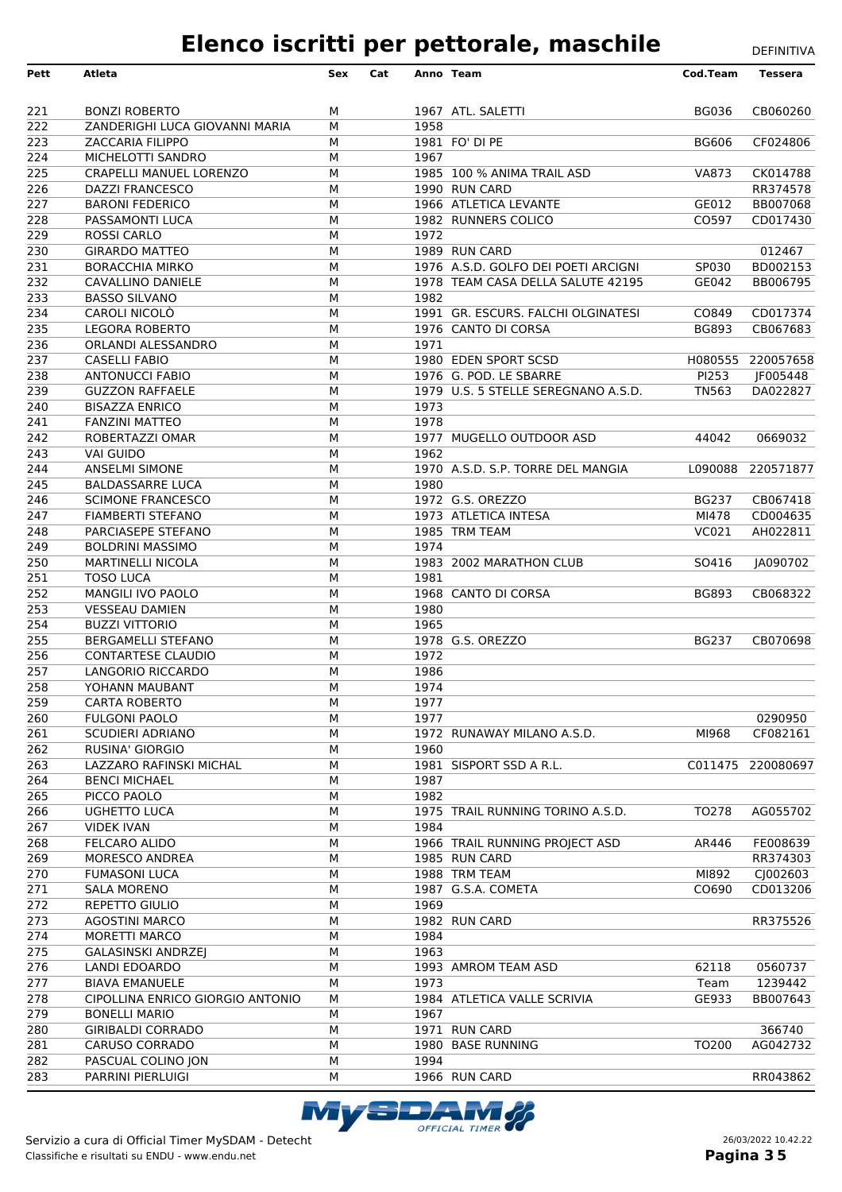# Elenco iscritti per pettorale, maschile

DEFINITIVA

| Pett | Atleta | Sex | Cat | Anno | Team | Cod.Team | Tessera |
|---|---|---|---|---|---|---|---|
| 221 | BONZI ROBERTO | M | | 1967 | ATL. SALETTI | BG036 | CB060260 |
| 222 | ZANDERIGHI LUCA GIOVANNI MARIA | M | | 1958 | | | |
| 223 | ZACCARIA FILIPPO | M | | 1981 | FO' DI PE | BG606 | CF024806 |
| 224 | MICHELOTTI SANDRO | M | | 1967 | | | |
| 225 | CRAPELLI MANUEL LORENZO | M | | 1985 | 100 % ANIMA TRAIL ASD | VA873 | CK014788 |
| 226 | DAZZI FRANCESCO | M | | 1990 | RUN CARD | | RR374578 |
| 227 | BARONI FEDERICO | M | | 1966 | ATLETICA LEVANTE | GE012 | BB007068 |
| 228 | PASSAMONTI LUCA | M | | 1982 | RUNNERS COLICO | CO597 | CD017430 |
| 229 | ROSSI CARLO | M | | 1972 | | | |
| 230 | GIRARDO MATTEO | M | | 1989 | RUN CARD | | 012467 |
| 231 | BORACCHIA MIRKO | M | | 1976 | A.S.D. GOLFO DEI POETI ARCIGNI | SP030 | BD002153 |
| 232 | CAVALLINO DANIELE | M | | 1978 | TEAM CASA DELLA SALUTE 42195 | GE042 | BB006795 |
| 233 | BASSO SILVANO | M | | 1982 | | | |
| 234 | CAROLI NICOLÒ | M | | 1991 | GR. ESCURS. FALCHI OLGINATESI | CO849 | CD017374 |
| 235 | LEGORA ROBERTO | M | | 1976 | CANTO DI CORSA | BG893 | CB067683 |
| 236 | ORLANDI ALESSANDRO | M | | 1971 | | | |
| 237 | CASELLI FABIO | M | | 1980 | EDEN SPORT SCSD | H080555 | 220057658 |
| 238 | ANTONUCCI FABIO | M | | 1976 | G. POD. LE SBARRE | PI253 | JF005448 |
| 239 | GUZZON RAFFAELE | M | | 1979 | U.S. 5 STELLE SEREGNANO A.S.D. | TN563 | DA022827 |
| 240 | BISAZZA ENRICO | M | | 1973 | | | |
| 241 | FANZINI MATTEO | M | | 1978 | | | |
| 242 | ROBERTAZZI OMAR | M | | 1977 | MUGELLO OUTDOOR ASD | 44042 | 0669032 |
| 243 | VAI GUIDO | M | | 1962 | | | |
| 244 | ANSELMI SIMONE | M | | 1970 | A.S.D. S.P. TORRE DEL MANGIA | L090088 | 220571877 |
| 245 | BALDASSARRE LUCA | M | | 1980 | | | |
| 246 | SCIMONE FRANCESCO | M | | 1972 | G.S. OREZZO | BG237 | CB067418 |
| 247 | FIAMBERTI STEFANO | M | | 1973 | ATLETICA INTESA | MI478 | CD004635 |
| 248 | PARCIASEPE STEFANO | M | | 1985 | TRM TEAM | VC021 | AH022811 |
| 249 | BOLDRINI MASSIMO | M | | 1974 | | | |
| 250 | MARTINELLI NICOLA | M | | 1983 | 2002 MARATHON CLUB | SO416 | JA090702 |
| 251 | TOSO LUCA | M | | 1981 | | | |
| 252 | MANGILI IVO PAOLO | M | | 1968 | CANTO DI CORSA | BG893 | CB068322 |
| 253 | VESSEAU DAMIEN | M | | 1980 | | | |
| 254 | BUZZI VITTORIO | M | | 1965 | | | |
| 255 | BERGAMELLI STEFANO | M | | 1978 | G.S. OREZZO | BG237 | CB070698 |
| 256 | CONTARTESE CLAUDIO | M | | 1972 | | | |
| 257 | LANGORIO RICCARDO | M | | 1986 | | | |
| 258 | YOHANN MAUBANT | M | | 1974 | | | |
| 259 | CARTA ROBERTO | M | | 1977 | | | |
| 260 | FULGONI PAOLO | M | | 1977 | | | 0290950 |
| 261 | SCUDIERI ADRIANO | M | | 1972 | RUNAWAY MILANO A.S.D. | MI968 | CF082161 |
| 262 | RUSINA' GIORGIO | M | | 1960 | | | |
| 263 | LAZZARO RAFINSKI MICHAL | M | | 1981 | SISPORT SSD A R.L. | C011475 | 220080697 |
| 264 | BENCI MICHAEL | M | | 1987 | | | |
| 265 | PICCO PAOLO | M | | 1982 | | | |
| 266 | UGHETTO LUCA | M | | 1975 | TRAIL RUNNING TORINO A.S.D. | TO278 | AG055702 |
| 267 | VIDEK IVAN | M | | 1984 | | | |
| 268 | FELCARO ALIDO | M | | 1966 | TRAIL RUNNING PROJECT ASD | AR446 | FE008639 |
| 269 | MORESCO ANDREA | M | | 1985 | RUN CARD | | RR374303 |
| 270 | FUMASONI LUCA | M | | 1988 | TRM TEAM | MI892 | CJ002603 |
| 271 | SALA MORENO | M | | 1987 | G.S.A. COMETA | CO690 | CD013206 |
| 272 | REPETTO GIULIO | M | | 1969 | | | |
| 273 | AGOSTINI MARCO | M | | 1982 | RUN CARD | | RR375526 |
| 274 | MORETTI MARCO | M | | 1984 | | | |
| 275 | GALASINSKI ANDRZEJ | M | | 1963 | | | |
| 276 | LANDI EDOARDO | M | | 1993 | AMROM TEAM ASD | 62118 | 0560737 |
| 277 | BIAVA EMANUELE | M | | 1973 | | Team | 1239442 |
| 278 | CIPOLLINA ENRICO GIORGIO ANTONIO | M | | 1984 | ATLETICA VALLE SCRIVIA | GE933 | BB007643 |
| 279 | BONELLI MARIO | M | | 1967 | | | |
| 280 | GIRIBALDI CORRADO | M | | 1971 | RUN CARD | | 366740 |
| 281 | CARUSO CORRADO | M | | 1980 | BASE RUNNING | TO200 | AG042732 |
| 282 | PASCUAL COLINO JON | M | | 1994 | | | |
| 283 | PARRINI PIERLUIGI | M | | 1966 | RUN CARD | | RR043862 |

Servizio a cura di Official Timer MySDAM - Detecht
Classifiche e risultati su ENDU - www.endu.net

26/03/2022 10.42.22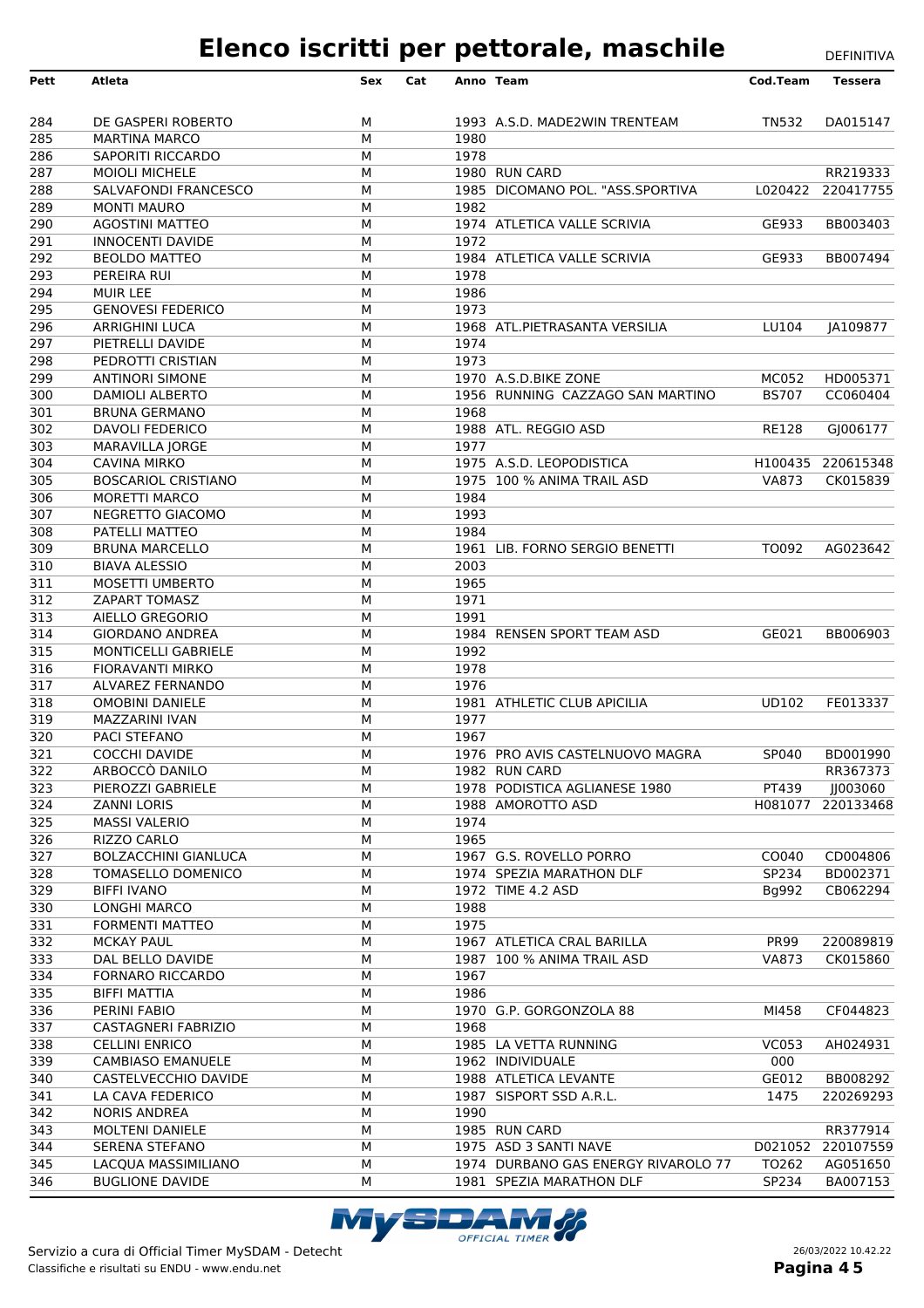# Elenco iscritti per pettorale, maschile

DEFINITIVA

| Pett | Atleta | Sex | Cat | Anno | Team | Cod.Team | Tessera |
|---|---|---|---|---|---|---|---|
| 284 | DE GASPERI ROBERTO | M | | 1993 | A.S.D. MADE2WIN TRENTEAM | TN532 | DA015147 |
| 285 | MARTINA MARCO | M | | 1980 | | | |
| 286 | SAPORITI RICCARDO | M | | 1978 | | | |
| 287 | MOIOLI MICHELE | M | | 1980 | RUN CARD | | RR219333 |
| 288 | SALVAFONDI FRANCESCO | M | | 1985 | DICOMANO POL. "ASS.SPORTIVA | L020422 | 220417755 |
| 289 | MONTI MAURO | M | | 1982 | | | |
| 290 | AGOSTINI MATTEO | M | | 1974 | ATLETICA VALLE SCRIVIA | GE933 | BB003403 |
| 291 | INNOCENTI DAVIDE | M | | 1972 | | | |
| 292 | BEOLDO MATTEO | M | | 1984 | ATLETICA VALLE SCRIVIA | GE933 | BB007494 |
| 293 | PEREIRA RUI | M | | 1978 | | | |
| 294 | MUIR LEE | M | | 1986 | | | |
| 295 | GENOVESI FEDERICO | M | | 1973 | | | |
| 296 | ARRIGHINI LUCA | M | | 1968 | ATL.PIETRASANTA VERSILIA | LU104 | JA109877 |
| 297 | PIETRELLI DAVIDE | M | | 1974 | | | |
| 298 | PEDROTTI CRISTIAN | M | | 1973 | | | |
| 299 | ANTINORI SIMONE | M | | 1970 | A.S.D.BIKE ZONE | MC052 | HD005371 |
| 300 | DAMIOLI ALBERTO | M | | 1956 | RUNNING CAZZAGO SAN MARTINO | BS707 | CC060404 |
| 301 | BRUNA GERMANO | M | | 1968 | | | |
| 302 | DAVOLI FEDERICO | M | | 1988 | ATL. REGGIO ASD | RE128 | GJ006177 |
| 303 | MARAVILLA JORGE | M | | 1977 | | | |
| 304 | CAVINA MIRKO | M | | 1975 | A.S.D. LEOPODISTICA | H100435 | 220615348 |
| 305 | BOSCARIOL CRISTIANO | M | | 1975 | 100 % ANIMA TRAIL ASD | VA873 | CK015839 |
| 306 | MORETTI MARCO | M | | 1984 | | | |
| 307 | NEGRETTO GIACOMO | M | | 1993 | | | |
| 308 | PATELLI MATTEO | M | | 1984 | | | |
| 309 | BRUNA MARCELLO | M | | 1961 | LIB. FORNO SERGIO BENETTI | TO092 | AG023642 |
| 310 | BIAVA ALESSIO | M | | 2003 | | | |
| 311 | MOSETTI UMBERTO | M | | 1965 | | | |
| 312 | ZAPART TOMASZ | M | | 1971 | | | |
| 313 | AIELLO GREGORIO | M | | 1991 | | | |
| 314 | GIORDANO ANDREA | M | | 1984 | RENSEN SPORT TEAM ASD | GE021 | BB006903 |
| 315 | MONTICELLI GABRIELE | M | | 1992 | | | |
| 316 | FIORAVANTI MIRKO | M | | 1978 | | | |
| 317 | ALVAREZ FERNANDO | M | | 1976 | | | |
| 318 | OMOBINI DANIELE | M | | 1981 | ATHLETIC CLUB APICILIA | UD102 | FE013337 |
| 319 | MAZZARINI IVAN | M | | 1977 | | | |
| 320 | PACI STEFANO | M | | 1967 | | | |
| 321 | COCCHI DAVIDE | M | | 1976 | PRO AVIS CASTELNUOVO MAGRA | SP040 | BD001990 |
| 322 | ARBOCCÒ DANILO | M | | 1982 | RUN CARD | | RR367373 |
| 323 | PIEROZZI GABRIELE | M | | 1978 | PODISTICA AGLIANESE 1980 | PT439 | JJ003060 |
| 324 | ZANNI LORIS | M | | 1988 | AMOROTTO ASD | H081077 | 220133468 |
| 325 | MASSI VALERIO | M | | 1974 | | | |
| 326 | RIZZO CARLO | M | | 1965 | | | |
| 327 | BOLZACCHINI GIANLUCA | M | | 1967 | G.S. ROVELLO PORRO | CO040 | CD004806 |
| 328 | TOMASELLO DOMENICO | M | | 1974 | SPEZIA MARATHON DLF | SP234 | BD002371 |
| 329 | BIFFI IVANO | M | | 1972 | TIME 4.2 ASD | Bg992 | CB062294 |
| 330 | LONGHI MARCO | M | | 1988 | | | |
| 331 | FORMENTI MATTEO | M | | 1975 | | | |
| 332 | MCKAY PAUL | M | | 1967 | ATLETICA CRAL BARILLA | PR99 | 220089819 |
| 333 | DAL BELLO DAVIDE | M | | 1987 | 100 % ANIMA TRAIL ASD | VA873 | CK015860 |
| 334 | FORNARO RICCARDO | M | | 1967 | | | |
| 335 | BIFFI MATTIA | M | | 1986 | | | |
| 336 | PERINI FABIO | M | | 1970 | G.P. GORGONZOLA 88 | MI458 | CF044823 |
| 337 | CASTAGNERI FABRIZIO | M | | 1968 | | | |
| 338 | CELLINI ENRICO | M | | 1985 | LA VETTA RUNNING | VC053 | AH024931 |
| 339 | CAMBIASO EMANUELE | M | | 1962 | INDIVIDUALE | 000 | |
| 340 | CASTELVECCHIO DAVIDE | M | | 1988 | ATLETICA LEVANTE | GE012 | BB008292 |
| 341 | LA CAVA FEDERICO | M | | 1987 | SISPORT SSD A.R.L. | 1475 | 220269293 |
| 342 | NORIS ANDREA | M | | 1990 | | | |
| 343 | MOLTENI DANIELE | M | | 1985 | RUN CARD | | RR377914 |
| 344 | SERENA STEFANO | M | | 1975 | ASD 3 SANTI NAVE | D021052 | 220107559 |
| 345 | LACQUA MASSIMILIANO | M | | 1974 | DURBANO GAS ENERGY RIVAROLO 77 | TO262 | AG051650 |
| 346 | BUGLIONE DAVIDE | M | | 1981 | SPEZIA MARATHON DLF | SP234 | BA007153 |

Servizio a cura di Official Timer MySDAM - Detecht
Classifiche e risultati su ENDU - www.endu.net

26/03/2022 10.42.22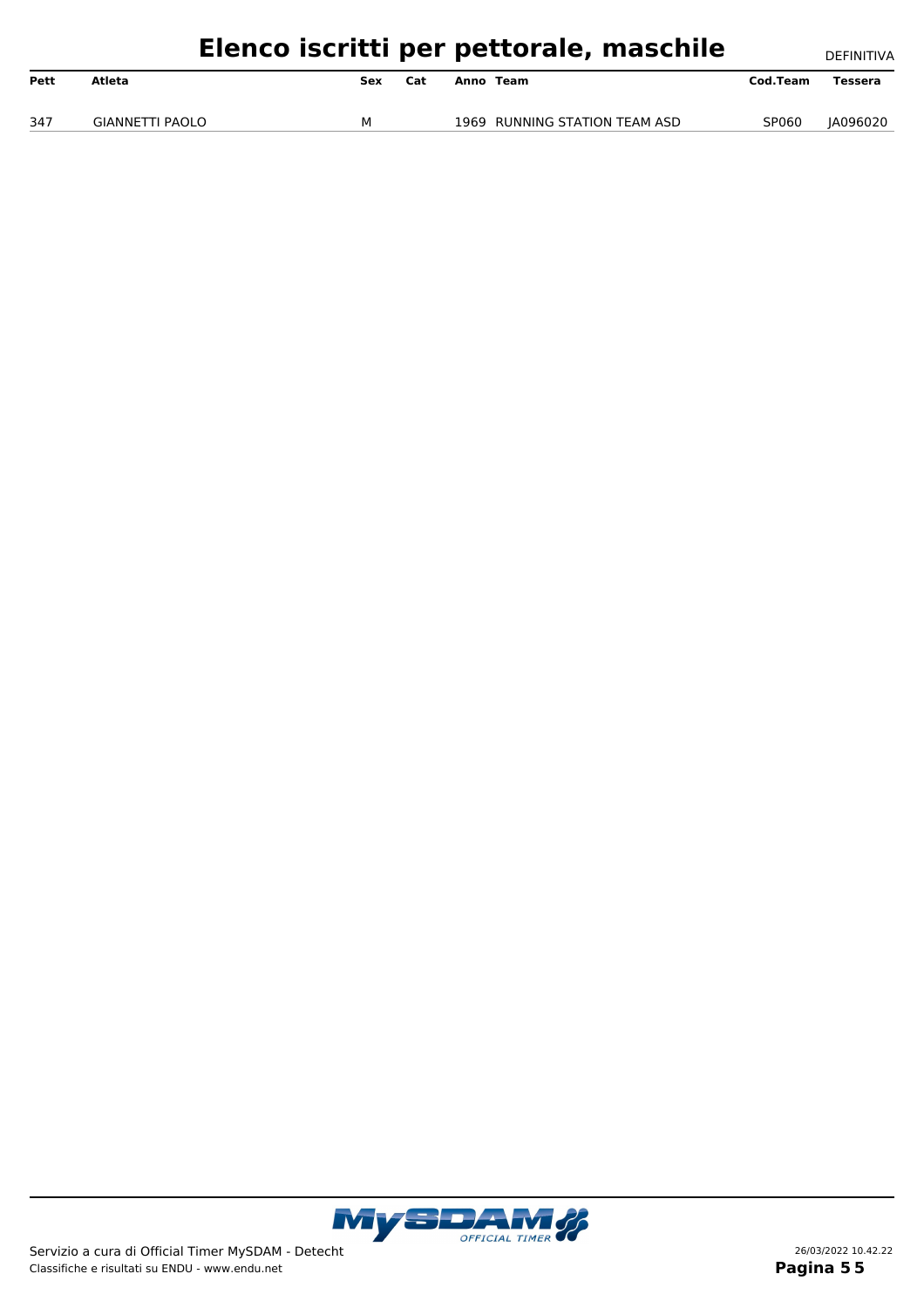# Elenco iscritti per pettorale, maschile

DEFINITIVA

| Pett | Atleta | Sex | Cat | Anno | Team | Cod.Team | Tessera |
|---|---|---|---|---|---|---|---|
| 347 | GIANNETTI PAOLO | M | | 1969 | RUNNING STATION TEAM ASD | SP060 | JA096020 |

Servizio a cura di Official Timer MySDAM - Detecht
Classifiche e risultati su ENDU - www.endu.net

26/03/2022 10.42.22